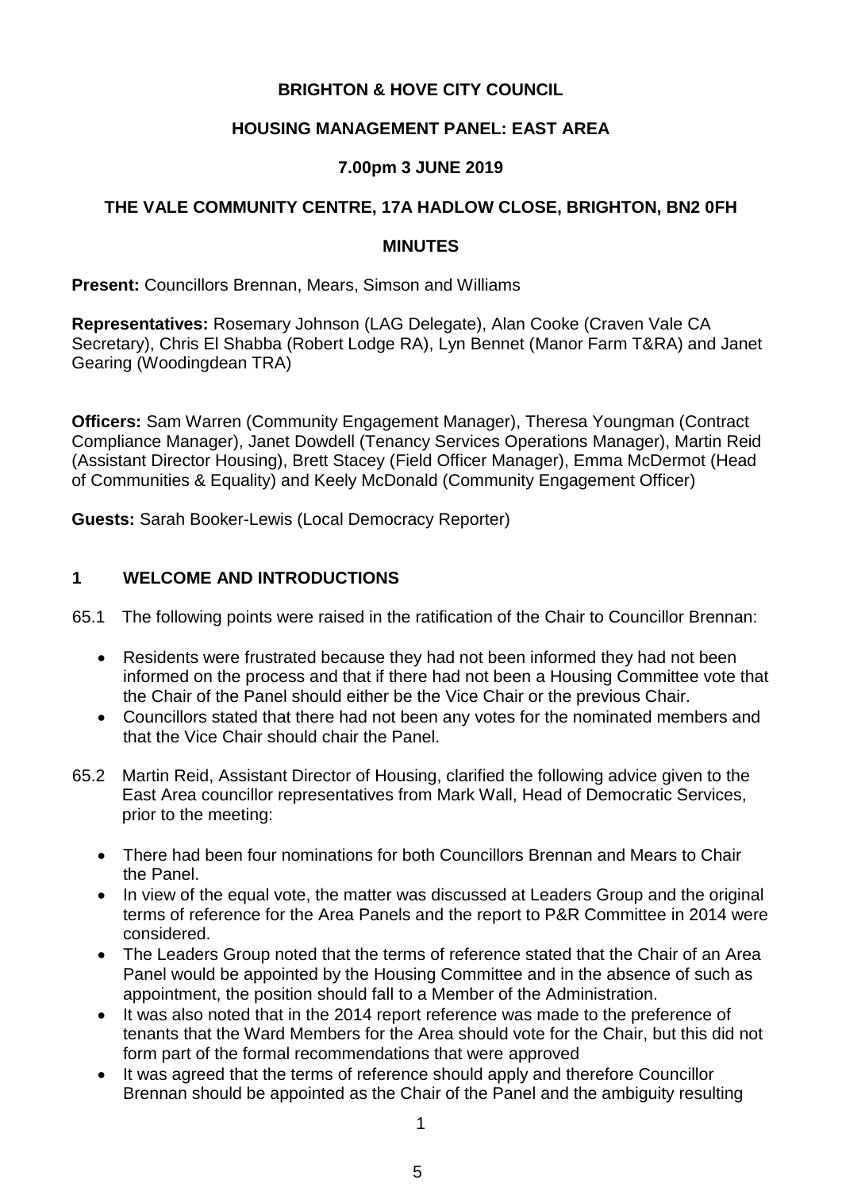**BRIGHTON & HOVE CITY COUNCIL**

**HOUSING MANAGEMENT PANEL: EAST AREA**

**7.00pm 3 JUNE 2019**

**THE VALE COMMUNITY CENTRE, 17A HADLOW CLOSE, BRIGHTON, BN2 0FH**

**MINUTES**

**Present:** Councillors Brennan, Mears, Simson and Williams

**Representatives:** Rosemary Johnson (LAG Delegate), Alan Cooke (Craven Vale CA Secretary), Chris El Shabba (Robert Lodge RA), Lyn Bennet (Manor Farm T&RA) and Janet Gearing (Woodingdean TRA)

**Officers:** Sam Warren (Community Engagement Manager), Theresa Youngman (Contract Compliance Manager), Janet Dowdell (Tenancy Services Operations Manager), Martin Reid (Assistant Director Housing), Brett Stacey (Field Officer Manager), Emma McDermot (Head of Communities & Equality) and Keely McDonald (Community Engagement Officer)

**Guests:** Sarah Booker-Lewis (Local Democracy Reporter)

## 1 WELCOME AND INTRODUCTIONS

65.1 The following points were raised in the ratification of the Chair to Councillor Brennan:

- Residents were frustrated because they had not been informed they had not been informed on the process and that if there had not been a Housing Committee vote that the Chair of the Panel should either be the Vice Chair or the previous Chair.
- Councillors stated that there had not been any votes for the nominated members and that the Vice Chair should chair the Panel.

65.2 Martin Reid, Assistant Director of Housing, clarified the following advice given to the East Area councillor representatives from Mark Wall, Head of Democratic Services, prior to the meeting:

- There had been four nominations for both Councillors Brennan and Mears to Chair the Panel.
- In view of the equal vote, the matter was discussed at Leaders Group and the original terms of reference for the Area Panels and the report to P&R Committee in 2014 were considered.
- The Leaders Group noted that the terms of reference stated that the Chair of an Area Panel would be appointed by the Housing Committee and in the absence of such as appointment, the position should fall to a Member of the Administration.
- It was also noted that in the 2014 report reference was made to the preference of tenants that the Ward Members for the Area should vote for the Chair, but this did not form part of the formal recommendations that were approved
- It was agreed that the terms of reference should apply and therefore Councillor Brennan should be appointed as the Chair of the Panel and the ambiguity resulting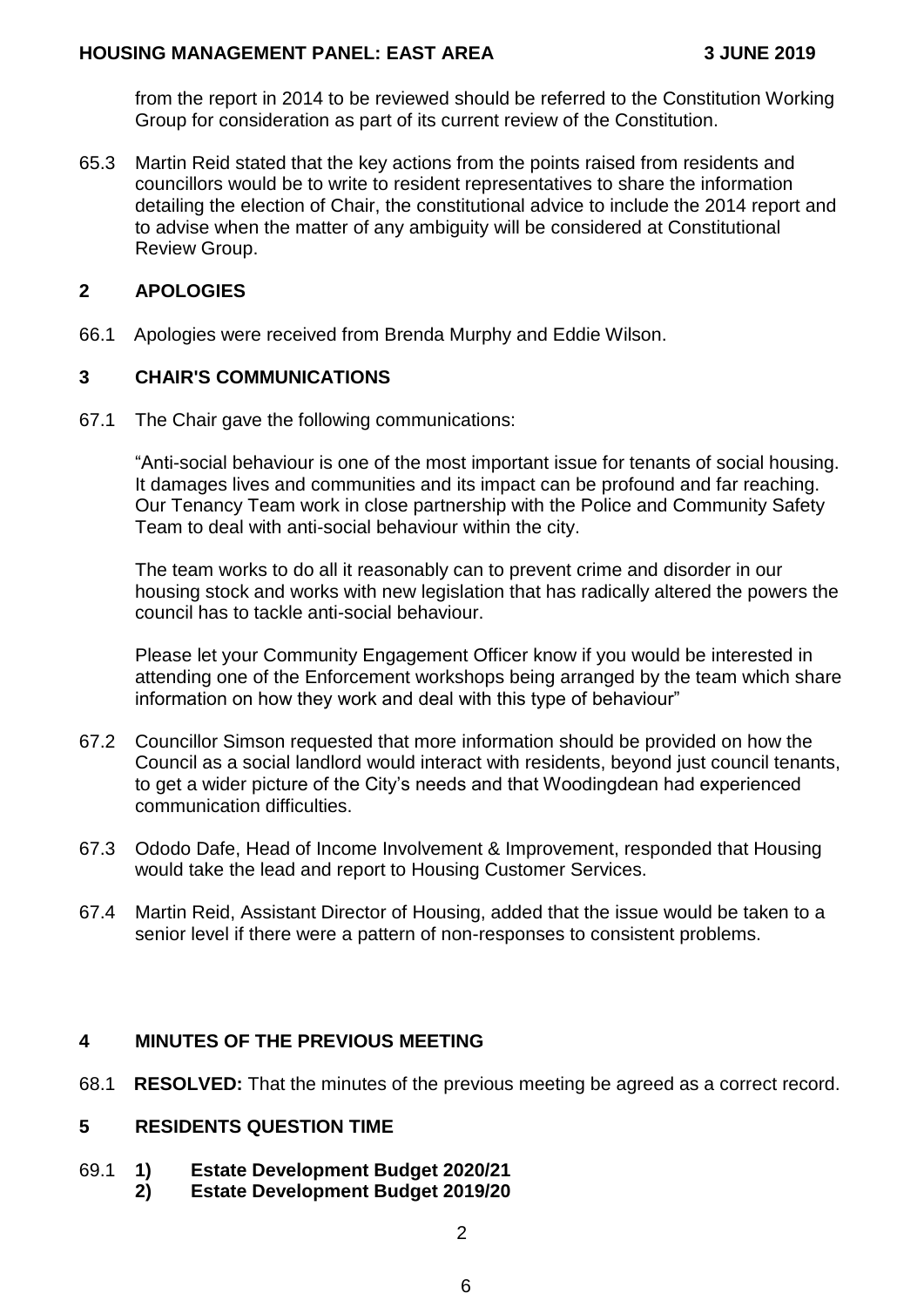from the report in 2014 to be reviewed should be referred to the Constitution Working Group for consideration as part of its current review of the Constitution.

65.3 Martin Reid stated that the key actions from the points raised from residents and councillors would be to write to resident representatives to share the information detailing the election of Chair, the constitutional advice to include the 2014 report and to advise when the matter of any ambiguity will be considered at Constitutional Review Group.

## 2 APOLOGIES

66.1 Apologies were received from Brenda Murphy and Eddie Wilson.

## 3 CHAIR'S COMMUNICATIONS

67.1 The Chair gave the following communications:

"Anti-social behaviour is one of the most important issue for tenants of social housing. It damages lives and communities and its impact can be profound and far reaching. Our Tenancy Team work in close partnership with the Police and Community Safety Team to deal with anti-social behaviour within the city.

The team works to do all it reasonably can to prevent crime and disorder in our housing stock and works with new legislation that has radically altered the powers the council has to tackle anti-social behaviour.

Please let your Community Engagement Officer know if you would be interested in attending one of the Enforcement workshops being arranged by the team which share information on how they work and deal with this type of behaviour"

67.2 Councillor Simson requested that more information should be provided on how the Council as a social landlord would interact with residents, beyond just council tenants, to get a wider picture of the City's needs and that Woodingdean had experienced communication difficulties.

67.3 Ododo Dafe, Head of Income Involvement & Improvement, responded that Housing would take the lead and report to Housing Customer Services.

67.4 Martin Reid, Assistant Director of Housing, added that the issue would be taken to a senior level if there were a pattern of non-responses to consistent problems.

## 4 MINUTES OF THE PREVIOUS MEETING

68.1 **RESOLVED:** That the minutes of the previous meeting be agreed as a correct record.

## 5 RESIDENTS QUESTION TIME

69.1 **1) Estate Development Budget 2020/21**
**2) Estate Development Budget 2019/20**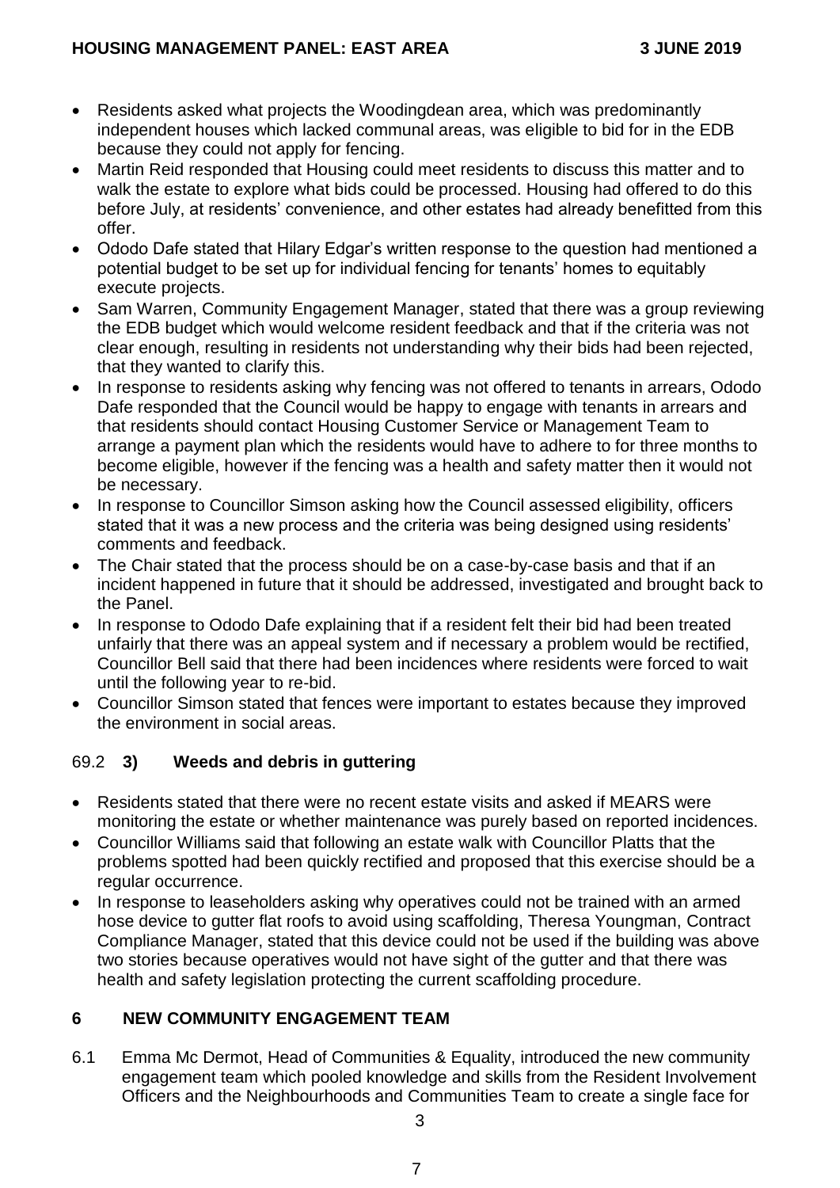- Residents asked what projects the Woodingdean area, which was predominantly independent houses which lacked communal areas, was eligible to bid for in the EDB because they could not apply for fencing.
- Martin Reid responded that Housing could meet residents to discuss this matter and to walk the estate to explore what bids could be processed. Housing had offered to do this before July, at residents' convenience, and other estates had already benefitted from this offer.
- Ododo Dafe stated that Hilary Edgar's written response to the question had mentioned a potential budget to be set up for individual fencing for tenants' homes to equitably execute projects.
- Sam Warren, Community Engagement Manager, stated that there was a group reviewing the EDB budget which would welcome resident feedback and that if the criteria was not clear enough, resulting in residents not understanding why their bids had been rejected, that they wanted to clarify this.
- In response to residents asking why fencing was not offered to tenants in arrears, Ododo Dafe responded that the Council would be happy to engage with tenants in arrears and that residents should contact Housing Customer Service or Management Team to arrange a payment plan which the residents would have to adhere to for three months to become eligible, however if the fencing was a health and safety matter then it would not be necessary.
- In response to Councillor Simson asking how the Council assessed eligibility, officers stated that it was a new process and the criteria was being designed using residents' comments and feedback.
- The Chair stated that the process should be on a case-by-case basis and that if an incident happened in future that it should be addressed, investigated and brought back to the Panel.
- In response to Ododo Dafe explaining that if a resident felt their bid had been treated unfairly that there was an appeal system and if necessary a problem would be rectified, Councillor Bell said that there had been incidences where residents were forced to wait until the following year to re-bid.
- Councillor Simson stated that fences were important to estates because they improved the environment in social areas.

69.2 **3) Weeds and debris in guttering**

- Residents stated that there were no recent estate visits and asked if MEARS were monitoring the estate or whether maintenance was purely based on reported incidences.
- Councillor Williams said that following an estate walk with Councillor Platts that the problems spotted had been quickly rectified and proposed that this exercise should be a regular occurrence.
- In response to leaseholders asking why operatives could not be trained with an armed hose device to gutter flat roofs to avoid using scaffolding, Theresa Youngman, Contract Compliance Manager, stated that this device could not be used if the building was above two stories because operatives would not have sight of the gutter and that there was health and safety legislation protecting the current scaffolding procedure.

## 6 NEW COMMUNITY ENGAGEMENT TEAM

6.1 Emma Mc Dermot, Head of Communities & Equality, introduced the new community engagement team which pooled knowledge and skills from the Resident Involvement Officers and the Neighbourhoods and Communities Team to create a single face for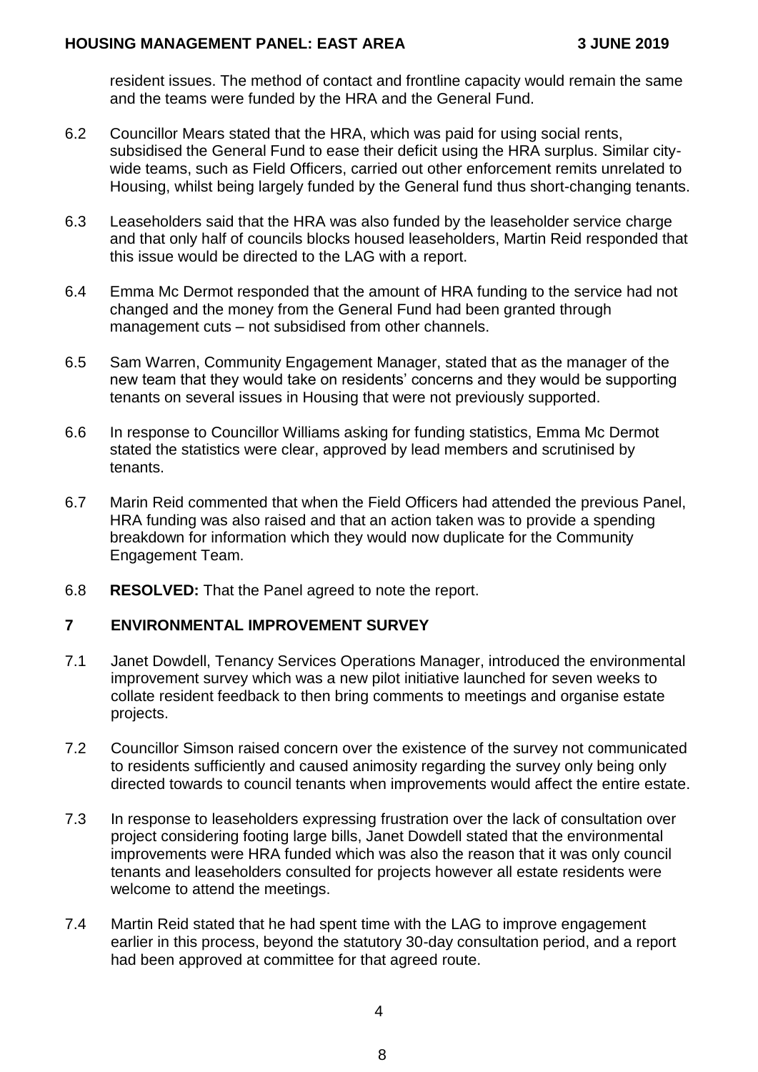resident issues. The method of contact and frontline capacity would remain the same and the teams were funded by the HRA and the General Fund.

6.2 Councillor Mears stated that the HRA, which was paid for using social rents, subsidised the General Fund to ease their deficit using the HRA surplus. Similar city-wide teams, such as Field Officers, carried out other enforcement remits unrelated to Housing, whilst being largely funded by the General fund thus short-changing tenants.

6.3 Leaseholders said that the HRA was also funded by the leaseholder service charge and that only half of councils blocks housed leaseholders, Martin Reid responded that this issue would be directed to the LAG with a report.

6.4 Emma Mc Dermot responded that the amount of HRA funding to the service had not changed and the money from the General Fund had been granted through management cuts – not subsidised from other channels.

6.5 Sam Warren, Community Engagement Manager, stated that as the manager of the new team that they would take on residents' concerns and they would be supporting tenants on several issues in Housing that were not previously supported.

6.6 In response to Councillor Williams asking for funding statistics, Emma Mc Dermot stated the statistics were clear, approved by lead members and scrutinised by tenants.

6.7 Marin Reid commented that when the Field Officers had attended the previous Panel, HRA funding was also raised and that an action taken was to provide a spending breakdown for information which they would now duplicate for the Community Engagement Team.

6.8 **RESOLVED:** That the Panel agreed to note the report.

## 7 ENVIRONMENTAL IMPROVEMENT SURVEY

7.1 Janet Dowdell, Tenancy Services Operations Manager, introduced the environmental improvement survey which was a new pilot initiative launched for seven weeks to collate resident feedback to then bring comments to meetings and organise estate projects.

7.2 Councillor Simson raised concern over the existence of the survey not communicated to residents sufficiently and caused animosity regarding the survey only being only directed towards to council tenants when improvements would affect the entire estate.

7.3 In response to leaseholders expressing frustration over the lack of consultation over project considering footing large bills, Janet Dowdell stated that the environmental improvements were HRA funded which was also the reason that it was only council tenants and leaseholders consulted for projects however all estate residents were welcome to attend the meetings.

7.4 Martin Reid stated that he had spent time with the LAG to improve engagement earlier in this process, beyond the statutory 30-day consultation period, and a report had been approved at committee for that agreed route.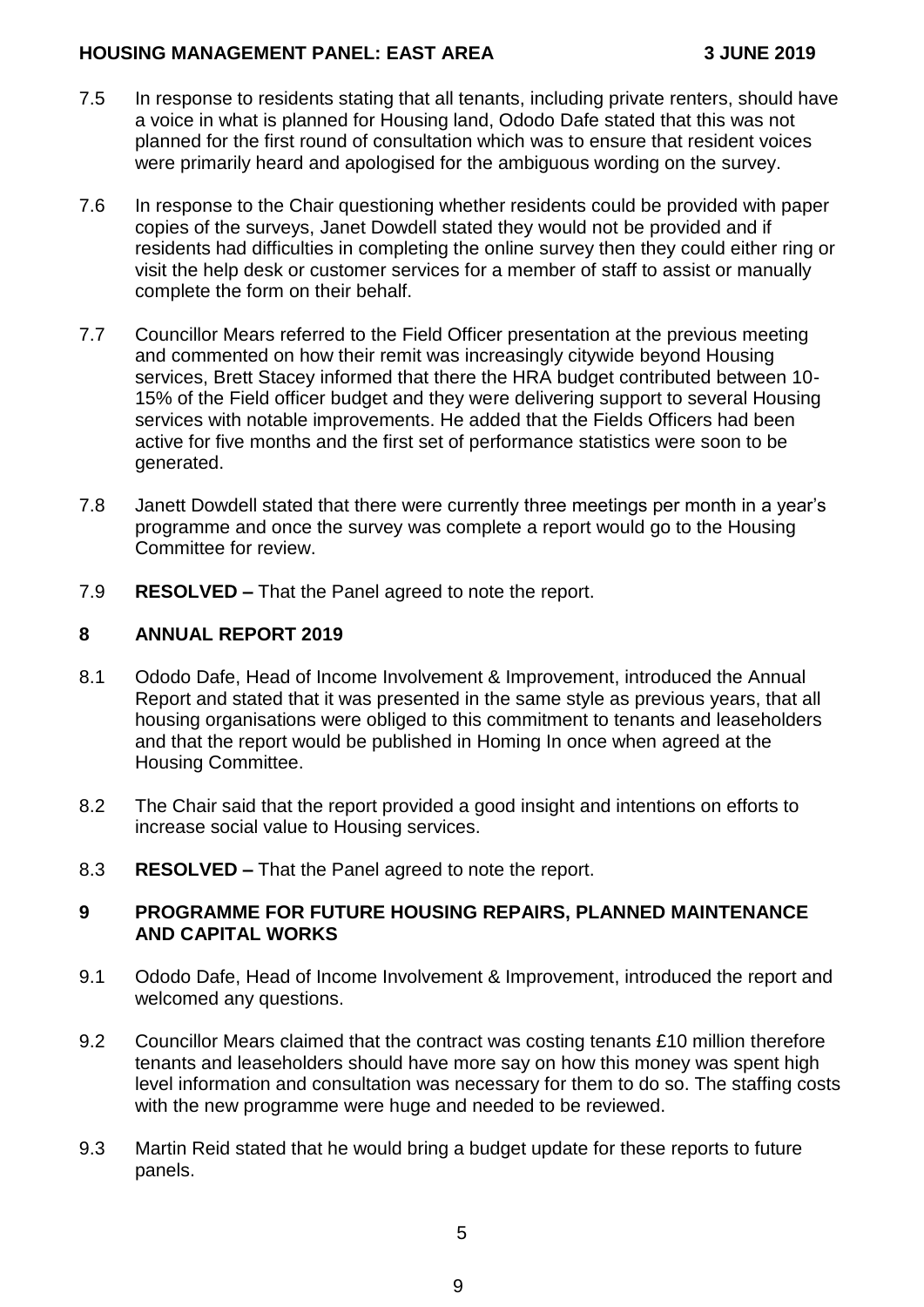7.5 In response to residents stating that all tenants, including private renters, should have a voice in what is planned for Housing land, Ododo Dafe stated that this was not planned for the first round of consultation which was to ensure that resident voices were primarily heard and apologised for the ambiguous wording on the survey.

7.6 In response to the Chair questioning whether residents could be provided with paper copies of the surveys, Janet Dowdell stated they would not be provided and if residents had difficulties in completing the online survey then they could either ring or visit the help desk or customer services for a member of staff to assist or manually complete the form on their behalf.

7.7 Councillor Mears referred to the Field Officer presentation at the previous meeting and commented on how their remit was increasingly citywide beyond Housing services, Brett Stacey informed that there the HRA budget contributed between 10-15% of the Field officer budget and they were delivering support to several Housing services with notable improvements. He added that the Fields Officers had been active for five months and the first set of performance statistics were soon to be generated.

7.8 Janett Dowdell stated that there were currently three meetings per month in a year's programme and once the survey was complete a report would go to the Housing Committee for review.

7.9 **RESOLVED –** That the Panel agreed to note the report.

## 8 ANNUAL REPORT 2019

8.1 Ododo Dafe, Head of Income Involvement & Improvement, introduced the Annual Report and stated that it was presented in the same style as previous years, that all housing organisations were obliged to this commitment to tenants and leaseholders and that the report would be published in Homing In once when agreed at the Housing Committee.

8.2 The Chair said that the report provided a good insight and intentions on efforts to increase social value to Housing services.

8.3 **RESOLVED –** That the Panel agreed to note the report.

## 9 PROGRAMME FOR FUTURE HOUSING REPAIRS, PLANNED MAINTENANCE AND CAPITAL WORKS

9.1 Ododo Dafe, Head of Income Involvement & Improvement, introduced the report and welcomed any questions.

9.2 Councillor Mears claimed that the contract was costing tenants £10 million therefore tenants and leaseholders should have more say on how this money was spent high level information and consultation was necessary for them to do so. The staffing costs with the new programme were huge and needed to be reviewed.

9.3 Martin Reid stated that he would bring a budget update for these reports to future panels.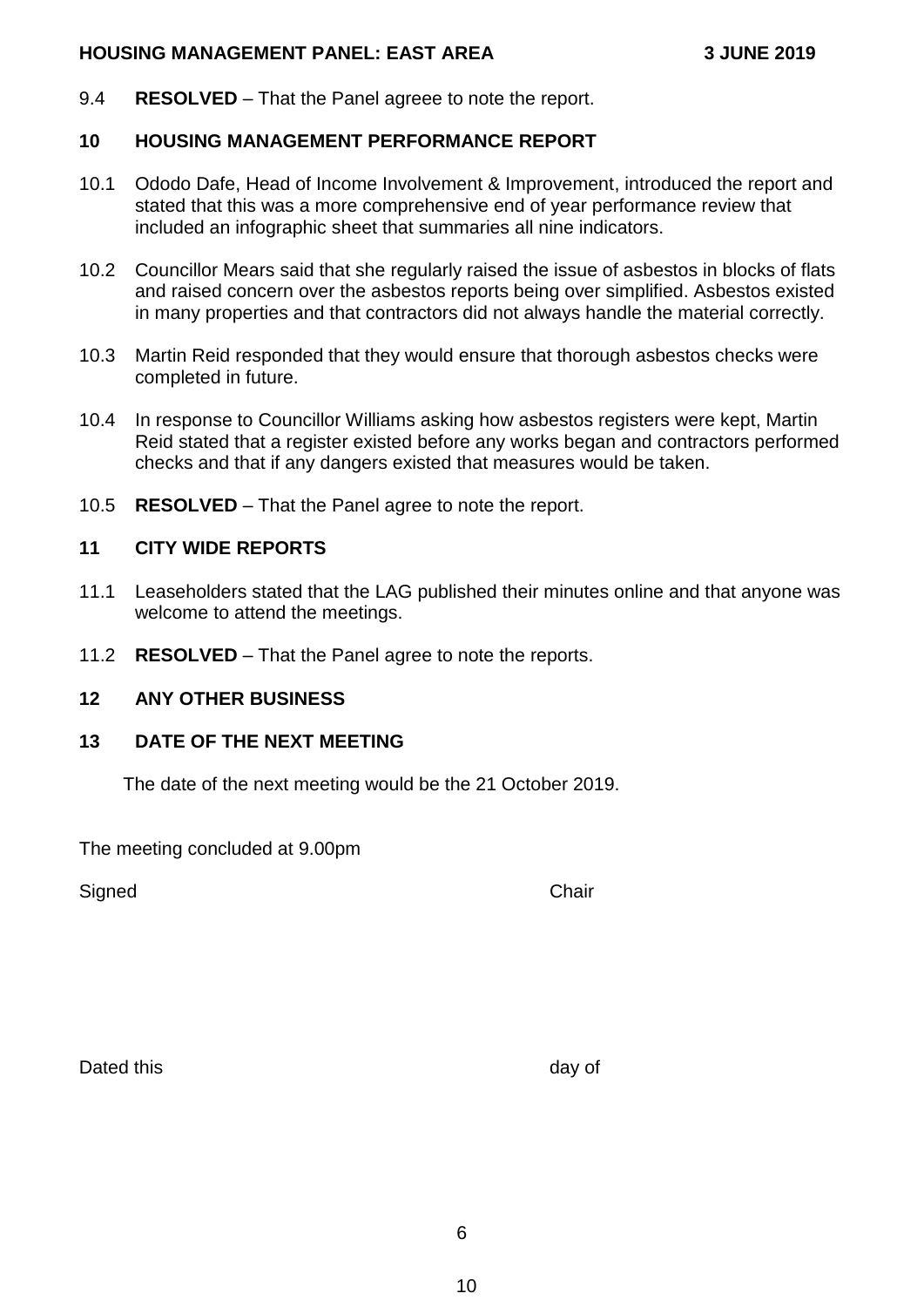9.4 **RESOLVED** – That the Panel agreee to note the report.

## 10 HOUSING MANAGEMENT PERFORMANCE REPORT

10.1 Ododo Dafe, Head of Income Involvement & Improvement, introduced the report and stated that this was a more comprehensive end of year performance review that included an infographic sheet that summaries all nine indicators.

10.2 Councillor Mears said that she regularly raised the issue of asbestos in blocks of flats and raised concern over the asbestos reports being over simplified. Asbestos existed in many properties and that contractors did not always handle the material correctly.

10.3 Martin Reid responded that they would ensure that thorough asbestos checks were completed in future.

10.4 In response to Councillor Williams asking how asbestos registers were kept, Martin Reid stated that a register existed before any works began and contractors performed checks and that if any dangers existed that measures would be taken.

10.5 **RESOLVED** – That the Panel agree to note the report.

## 11 CITY WIDE REPORTS

11.1 Leaseholders stated that the LAG published their minutes online and that anyone was welcome to attend the meetings.

11.2 **RESOLVED** – That the Panel agree to note the reports.

## 12 ANY OTHER BUSINESS

## 13 DATE OF THE NEXT MEETING

The date of the next meeting would be the 21 October 2019.

The meeting concluded at 9.00pm

Signed Chair

Dated this day of